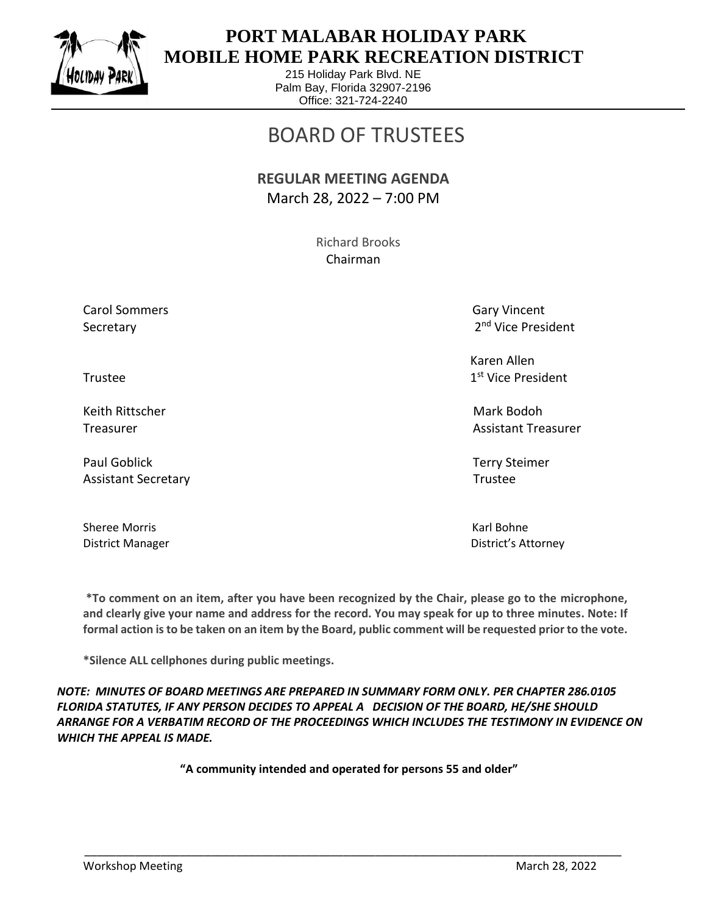# PORT MALABAR HOLIDAY PARK MOBILE HOME PARK RECREATION DISTRICT

215 Holiday Park Blvd. NE
Palm Bay, Florida 32907-2196
Office: 321-724-2240

## BOARD OF TRUSTEES

### REGULAR MEETING AGENDA

March 28, 2022 – 7:00 PM

Richard Brooks
Chairman

Carol Sommers
Secretary

Gary Vincent
2nd Vice President

Trustee

Karen Allen
1st Vice President

Keith Rittscher
Treasurer

Mark Bodoh
Assistant Treasurer

Paul Goblick
Assistant Secretary

Terry Steimer
Trustee

Sheree Morris
District Manager

Karl Bohne
District's Attorney

**\*To comment on an item, after you have been recognized by the Chair, please go to the microphone, and clearly give your name and address for the record. You may speak for up to three minutes. Note: If formal action is to be taken on an item by the Board, public comment will be requested prior to the vote.**

**\*Silence ALL cellphones during public meetings.**

***NOTE: MINUTES OF BOARD MEETINGS ARE PREPARED IN SUMMARY FORM ONLY. PER CHAPTER 286.0105 FLORIDA STATUTES, IF ANY PERSON DECIDES TO APPEAL A DECISION OF THE BOARD, HE/SHE SHOULD ARRANGE FOR A VERBATIM RECORD OF THE PROCEEDINGS WHICH INCLUDES THE TESTIMONY IN EVIDENCE ON WHICH THE APPEAL IS MADE.***

**"A community intended and operated for persons 55 and older"**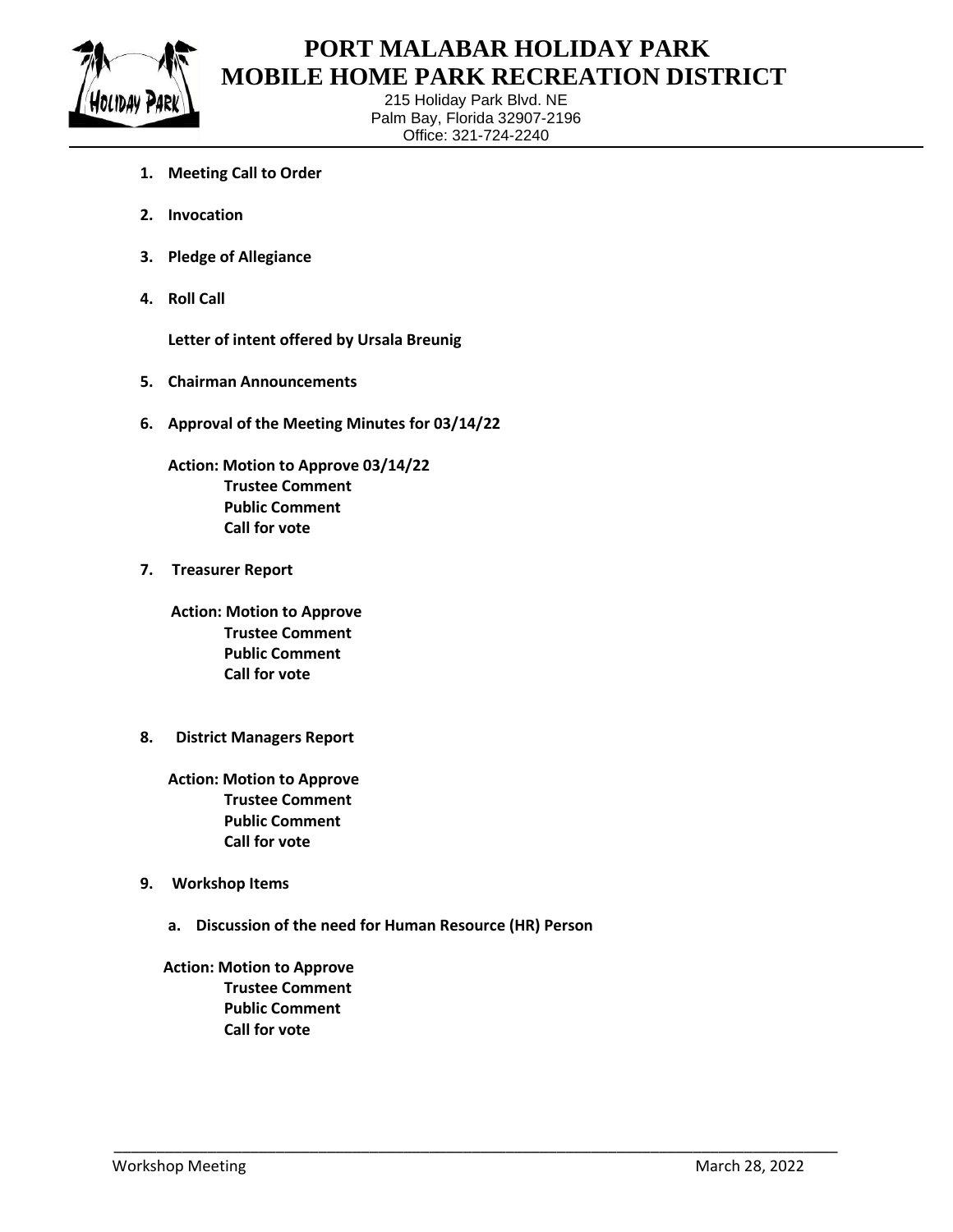# PORT MALABAR HOLIDAY PARK
# MOBILE HOME PARK RECREATION DISTRICT

215 Holiday Park Blvd. NE
Palm Bay, Florida 32907-2196
Office: 321-724-2240

1. **Meeting Call to Order**

2. **Invocation**

3. **Pledge of Allegiance**

4. **Roll Call**

   **Letter of intent offered by Ursala Breunig**

5. **Chairman Announcements**

6. **Approval of the Meeting Minutes for 03/14/22**

   **Action: Motion to Approve 03/14/22**
   - **Trustee Comment**
   - **Public Comment**
   - **Call for vote**

7. **Treasurer Report**

   **Action: Motion to Approve**
   - **Trustee Comment**
   - **Public Comment**
   - **Call for vote**

8. **District Managers Report**

   **Action: Motion to Approve**
   - **Trustee Comment**
   - **Public Comment**
   - **Call for vote**

9. **Workshop Items**

   a. **Discussion of the need for Human Resource (HR) Person**

   **Action: Motion to Approve**
   - **Trustee Comment**
   - **Public Comment**
   - **Call for vote**

Workshop Meeting March 28, 2022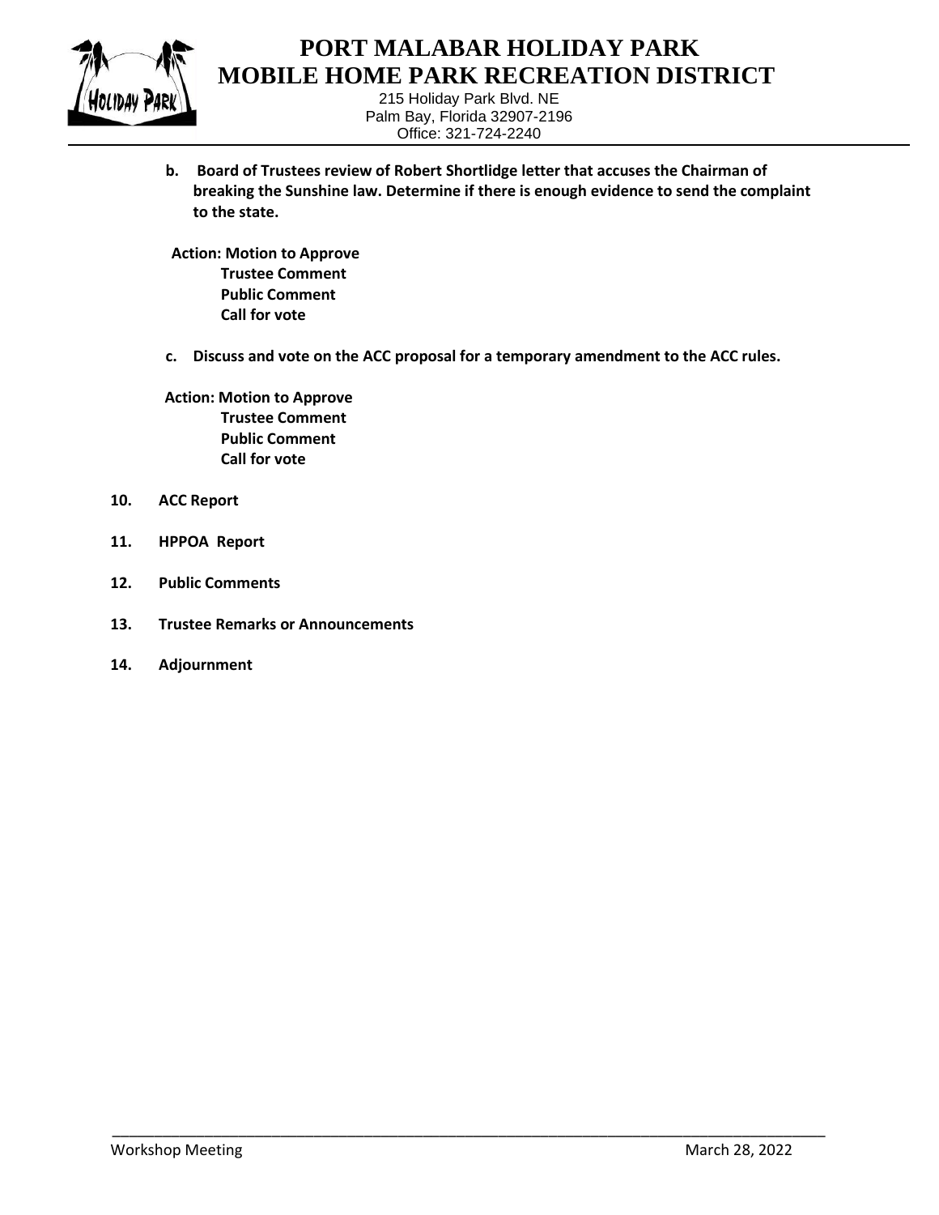**b. Board of Trustees review of Robert Shortlidge letter that accuses the Chairman of breaking the Sunshine law. Determine if there is enough evidence to send the complaint to the state.**

**Action: Motion to Approve**
**Trustee Comment**
**Public Comment**
**Call for vote**

**c. Discuss and vote on the ACC proposal for a temporary amendment to the ACC rules.**

**Action: Motion to Approve**
**Trustee Comment**
**Public Comment**
**Call for vote**

**10. ACC Report**

**11. HPPOA Report**

**12. Public Comments**

**13. Trustee Remarks or Announcements**

**14. Adjournment**